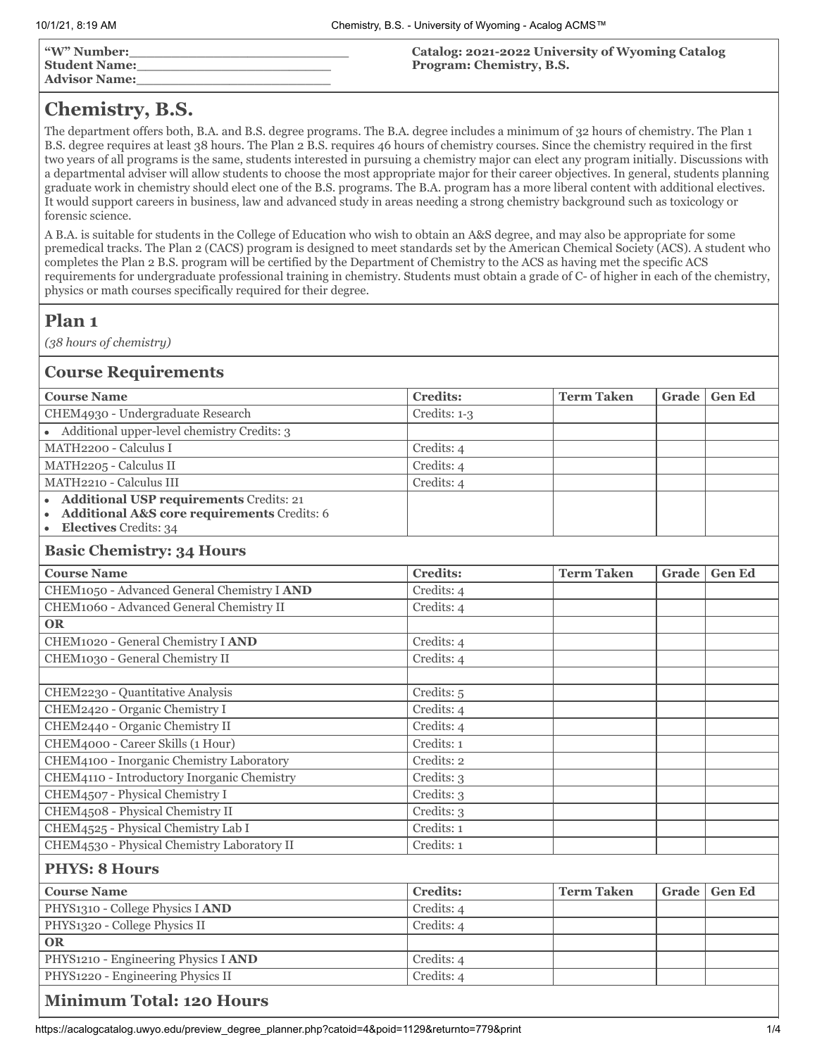| "W" Number:\_\_\_\_\_\_\_\_\_\_\_\_\_\_\_\_\_\_\_\_\_\_\_\_\_ | **Catalog: 2021-2022 University of Wyoming Catalog** |
|---|---|
| **Student Name:**\_\_\_\_\_\_\_\_\_\_\_\_\_\_\_\_\_\_\_\_\_\_\_\_\_ | **Program: Chemistry, B.S.** |
| **Advisor Name:**\_\_\_\_\_\_\_\_\_\_\_\_\_\_\_\_\_\_\_\_\_\_\_\_\_ | |

# Chemistry, B.S.

The department offers both, B.A. and B.S. degree programs. The B.A. degree includes a minimum of 32 hours of chemistry. The Plan 1 B.S. degree requires at least 38 hours. The Plan 2 B.S. requires 46 hours of chemistry courses. Since the chemistry required in the first two years of all programs is the same, students interested in pursuing a chemistry major can elect any program initially. Discussions with a departmental adviser will allow students to choose the most appropriate major for their career objectives. In general, students planning graduate work in chemistry should elect one of the B.S. programs. The B.A. program has a more liberal content with additional electives. It would support careers in business, law and advanced study in areas needing a strong chemistry background such as toxicology or forensic science.

A B.A. is suitable for students in the College of Education who wish to obtain an A&S degree, and may also be appropriate for some premedical tracks. The Plan 2 (CACS) program is designed to meet standards set by the American Chemical Society (ACS). A student who completes the Plan 2 B.S. program will be certified by the Department of Chemistry to the ACS as having met the specific ACS requirements for undergraduate professional training in chemistry. Students must obtain a grade of C- of higher in each of the chemistry, physics or math courses specifically required for their degree.

## Plan 1

*(38 hours of chemistry)*

### Course Requirements

| Course Name | Credits: | Term Taken | Grade | Gen Ed |
|---|---|---|---|---|
| CHEM4930 - Undergraduate Research | Credits: 1-3 | | | |
| • Additional upper-level chemistry Credits: 3 | | | | |
| MATH2200 - Calculus I | Credits: 4 | | | |
| MATH2205 - Calculus II | Credits: 4 | | | |
| MATH2210 - Calculus III | Credits: 4 | | | |
| • **Additional USP requirements** Credits: 21<br>• **Additional A&S core requirements** Credits: 6<br>• **Electives** Credits: 34 | | | | |

### Basic Chemistry: 34 Hours

| Course Name | Credits: | Term Taken | Grade | Gen Ed |
|---|---|---|---|---|
| CHEM1050 - Advanced General Chemistry I **AND** | Credits: 4 | | | |
| CHEM1060 - Advanced General Chemistry II | Credits: 4 | | | |
| **OR** | | | | |
| CHEM1020 - General Chemistry I **AND** | Credits: 4 | | | |
| CHEM1030 - General Chemistry II | Credits: 4 | | | |
| | | | | |
| CHEM2230 - Quantitative Analysis | Credits: 5 | | | |
| CHEM2420 - Organic Chemistry I | Credits: 4 | | | |
| CHEM2440 - Organic Chemistry II | Credits: 4 | | | |
| CHEM4000 - Career Skills (1 Hour) | Credits: 1 | | | |
| CHEM4100 - Inorganic Chemistry Laboratory | Credits: 2 | | | |
| CHEM4110 - Introductory Inorganic Chemistry | Credits: 3 | | | |
| CHEM4507 - Physical Chemistry I | Credits: 3 | | | |
| CHEM4508 - Physical Chemistry II | Credits: 3 | | | |
| CHEM4525 - Physical Chemistry Lab I | Credits: 1 | | | |
| CHEM4530 - Physical Chemistry Laboratory II | Credits: 1 | | | |

### PHYS: 8 Hours

| Course Name | Credits: | Term Taken | Grade | Gen Ed |
|---|---|---|---|---|
| PHYS1310 - College Physics I **AND** | Credits: 4 | | | |
| PHYS1320 - College Physics II | Credits: 4 | | | |
| **OR** | | | | |
| PHYS1210 - Engineering Physics I **AND** | Credits: 4 | | | |
| PHYS1220 - Engineering Physics II | Credits: 4 | | | |

### Minimum Total: 120 Hours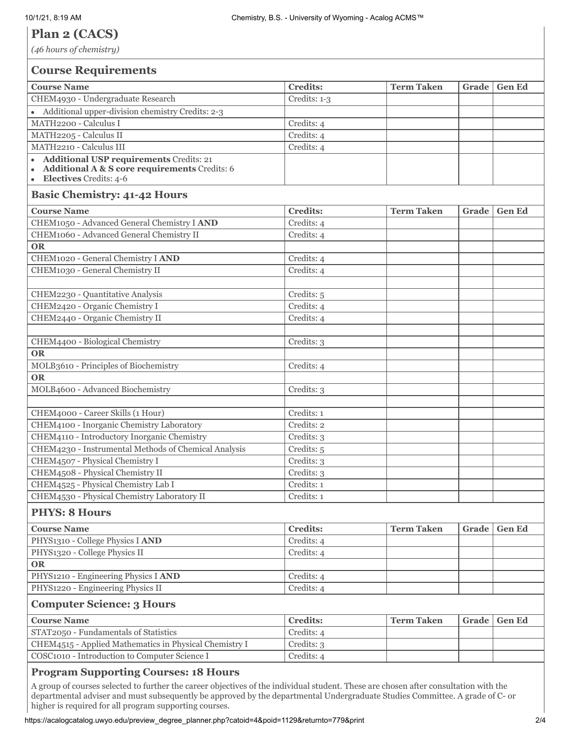## Plan 2 (CACS)

*(46 hours of chemistry)*

### Course Requirements

| Course Name | Credits: | Term Taken | Grade | Gen Ed |
|---|---|---|---|---|
| CHEM4930 - Undergraduate Research | Credits: 1-3 | | | |
| • Additional upper-division chemistry Credits: 2-3 | | | | |
| MATH2200 - Calculus I | Credits: 4 | | | |
| MATH2205 - Calculus II | Credits: 4 | | | |
| MATH2210 - Calculus III | Credits: 4 | | | |
| • **Additional USP requirements** Credits: 21<br>• **Additional A & S core requirements** Credits: 6<br>• **Electives** Credits: 4-6 | | | | |

### Basic Chemistry: 41-42 Hours

| Course Name | Credits: | Term Taken | Grade | Gen Ed |
|---|---|---|---|---|
| CHEM1050 - Advanced General Chemistry I **AND** | Credits: 4 | | | |
| CHEM1060 - Advanced General Chemistry II | Credits: 4 | | | |
| **OR** | | | | |
| CHEM1020 - General Chemistry I **AND** | Credits: 4 | | | |
| CHEM1030 - General Chemistry II | Credits: 4 | | | |
| | | | | |
| CHEM2230 - Quantitative Analysis | Credits: 5 | | | |
| CHEM2420 - Organic Chemistry I | Credits: 4 | | | |
| CHEM2440 - Organic Chemistry II | Credits: 4 | | | |
| | | | | |
| CHEM4400 - Biological Chemistry | Credits: 3 | | | |
| **OR** | | | | |
| MOLB3610 - Principles of Biochemistry | Credits: 4 | | | |
| **OR** | | | | |
| MOLB4600 - Advanced Biochemistry | Credits: 3 | | | |
| | | | | |
| CHEM4000 - Career Skills (1 Hour) | Credits: 1 | | | |
| CHEM4100 - Inorganic Chemistry Laboratory | Credits: 2 | | | |
| CHEM4110 - Introductory Inorganic Chemistry | Credits: 3 | | | |
| CHEM4230 - Instrumental Methods of Chemical Analysis | Credits: 5 | | | |
| CHEM4507 - Physical Chemistry I | Credits: 3 | | | |
| CHEM4508 - Physical Chemistry II | Credits: 3 | | | |
| CHEM4525 - Physical Chemistry Lab I | Credits: 1 | | | |
| CHEM4530 - Physical Chemistry Laboratory II | Credits: 1 | | | |

### PHYS: 8 Hours

| Course Name | Credits: | Term Taken | Grade | Gen Ed |
|---|---|---|---|---|
| PHYS1310 - College Physics I **AND** | Credits: 4 | | | |
| PHYS1320 - College Physics II | Credits: 4 | | | |
| **OR** | | | | |
| PHYS1210 - Engineering Physics I **AND** | Credits: 4 | | | |
| PHYS1220 - Engineering Physics II | Credits: 4 | | | |

### Computer Science: 3 Hours

| Course Name | Credits: | Term Taken | Grade | Gen Ed |
|---|---|---|---|---|
| STAT2050 - Fundamentals of Statistics | Credits: 4 | | | |
| CHEM4515 - Applied Mathematics in Physical Chemistry I | Credits: 3 | | | |
| COSC1010 - Introduction to Computer Science I | Credits: 4 | | | |

### Program Supporting Courses: 18 Hours

A group of courses selected to further the career objectives of the individual student. These are chosen after consultation with the departmental adviser and must subsequently be approved by the departmental Undergraduate Studies Committee. A grade of C- or higher is required for all program supporting courses.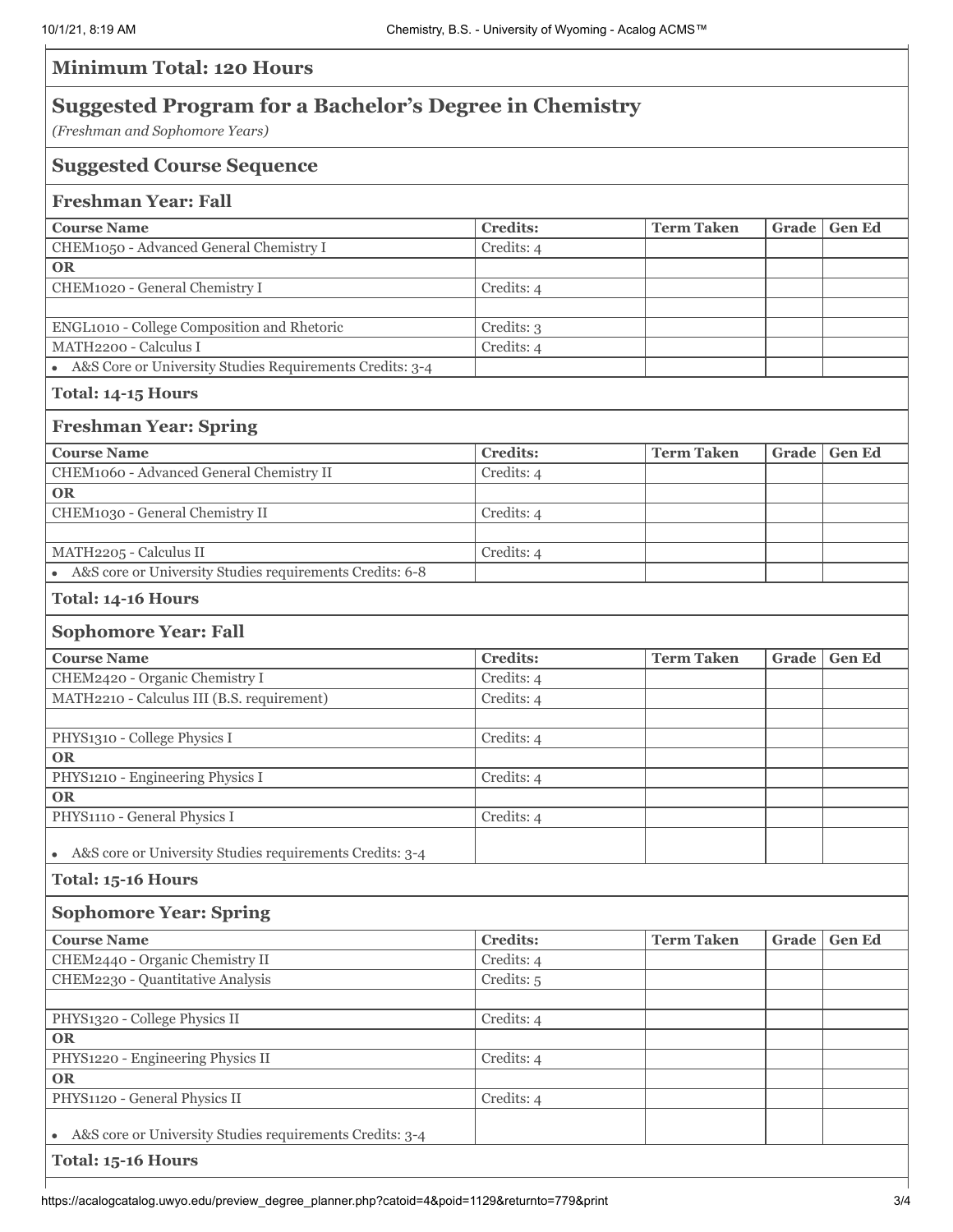## Minimum Total: 120 Hours

## Suggested Program for a Bachelor's Degree in Chemistry

*(Freshman and Sophomore Years)*

## Suggested Course Sequence

### Freshman Year: Fall

| Course Name | Credits: | Term Taken | Grade | Gen Ed |
|---|---|---|---|---|
| CHEM1050 - Advanced General Chemistry I | Credits: 4 | | | |
| **OR** | | | | |
| CHEM1020 - General Chemistry I | Credits: 4 | | | |
| | | | | |
| ENGL1010 - College Composition and Rhetoric | Credits: 3 | | | |
| MATH2200 - Calculus I | Credits: 4 | | | |
| • A&S Core or University Studies Requirements Credits: 3-4 | | | | |

**Total: 14-15 Hours**

### Freshman Year: Spring

| Course Name | Credits: | Term Taken | Grade | Gen Ed |
|---|---|---|---|---|
| CHEM1060 - Advanced General Chemistry II | Credits: 4 | | | |
| **OR** | | | | |
| CHEM1030 - General Chemistry II | Credits: 4 | | | |
| | | | | |
| MATH2205 - Calculus II | Credits: 4 | | | |
| • A&S core or University Studies requirements Credits: 6-8 | | | | |

**Total: 14-16 Hours**

### Sophomore Year: Fall

| Course Name | Credits: | Term Taken | Grade | Gen Ed |
|---|---|---|---|---|
| CHEM2420 - Organic Chemistry I | Credits: 4 | | | |
| MATH2210 - Calculus III (B.S. requirement) | Credits: 4 | | | |
| | | | | |
| PHYS1310 - College Physics I | Credits: 4 | | | |
| **OR** | | | | |
| PHYS1210 - Engineering Physics I | Credits: 4 | | | |
| **OR** | | | | |
| PHYS1110 - General Physics I | Credits: 4 | | | |
| • A&S core or University Studies requirements Credits: 3-4 | | | | |

**Total: 15-16 Hours**

### Sophomore Year: Spring

| Course Name | Credits: | Term Taken | Grade | Gen Ed |
|---|---|---|---|---|
| CHEM2440 - Organic Chemistry II | Credits: 4 | | | |
| CHEM2230 - Quantitative Analysis | Credits: 5 | | | |
| | | | | |
| PHYS1320 - College Physics II | Credits: 4 | | | |
| **OR** | | | | |
| PHYS1220 - Engineering Physics II | Credits: 4 | | | |
| **OR** | | | | |
| PHYS1120 - General Physics II | Credits: 4 | | | |
| • A&S core or University Studies requirements Credits: 3-4 | | | | |

**Total: 15-16 Hours**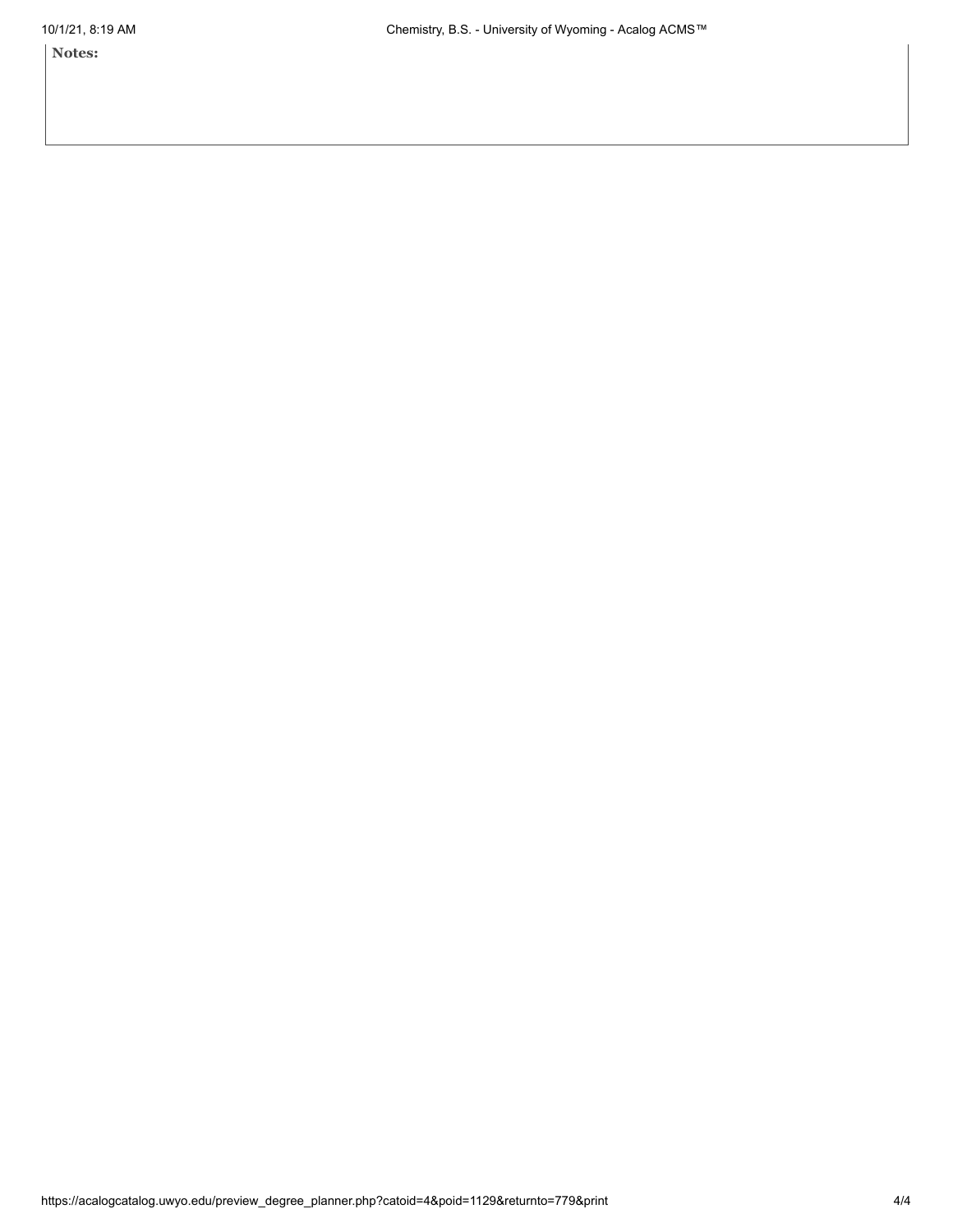**Notes:**